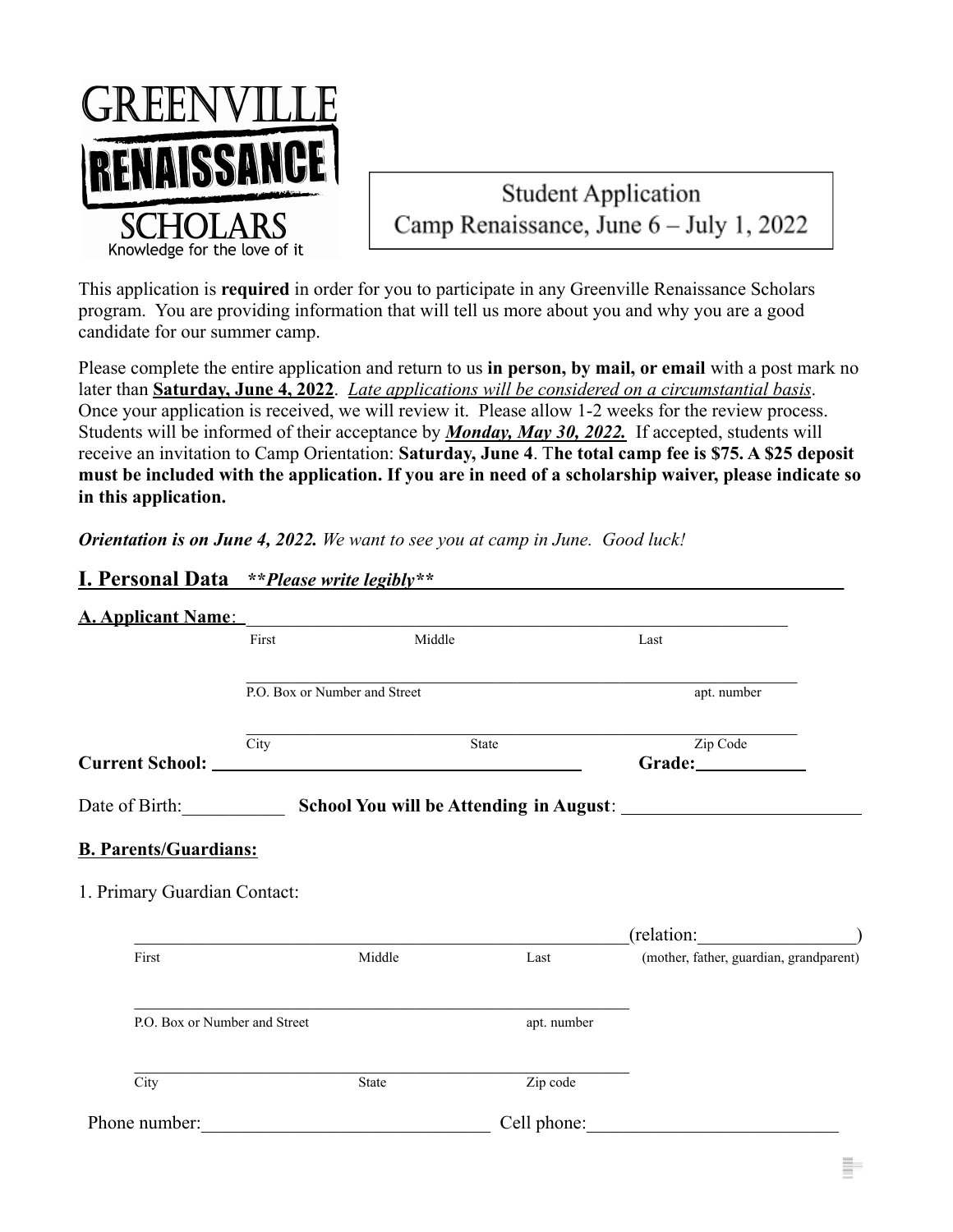# GREENVILLE RENAISSANCE SCHOLARS

Knowledge for the love of it

**Student Application**
**Camp Renaissance, June 6 – July 1, 2022**

This application is **required** in order for you to participate in any Greenville Renaissance Scholars program. You are providing information that will tell us more about you and why you are a good candidate for our summer camp.

Please complete the entire application and return to us **in person, by mail, or email** with a post mark no later than **Saturday, June 4, 2022**. *Late applications will be considered on a circumstantial basis*. Once your application is received, we will review it. Please allow 1-2 weeks for the review process. Students will be informed of their acceptance by ***Monday, May 30, 2022.*** If accepted, students will receive an invitation to Camp Orientation: **Saturday, June 4**. **The total camp fee is $75. A $25 deposit must be included with the application. If you are in need of a scholarship waiver, please indicate so in this application.**

***Orientation is on June 4, 2022.*** *We want to see you at camp in June. Good luck!*

## I. Personal Data ***Please write legibly***

**A. Applicant Name**: ____________________________________________
First | Middle | Last

____________________________________________
P.O. Box or Number and Street | apt. number

____________________________________________
City | State | Zip Code

**Current School:** ______________________________ **Grade:** __________

Date of Birth: __________ **School You will be Attending in August**: ______________________

**B. Parents/Guardians:**

1. Primary Guardian Contact:

____________________________________________ (relation: ______________)
First | Middle | Last | (mother, father, guardian, grandparent)

____________________________________________
P.O. Box or Number and Street | apt. number

____________________________________________
City | State | Zip code

Phone number: ______________________ Cell phone: ______________________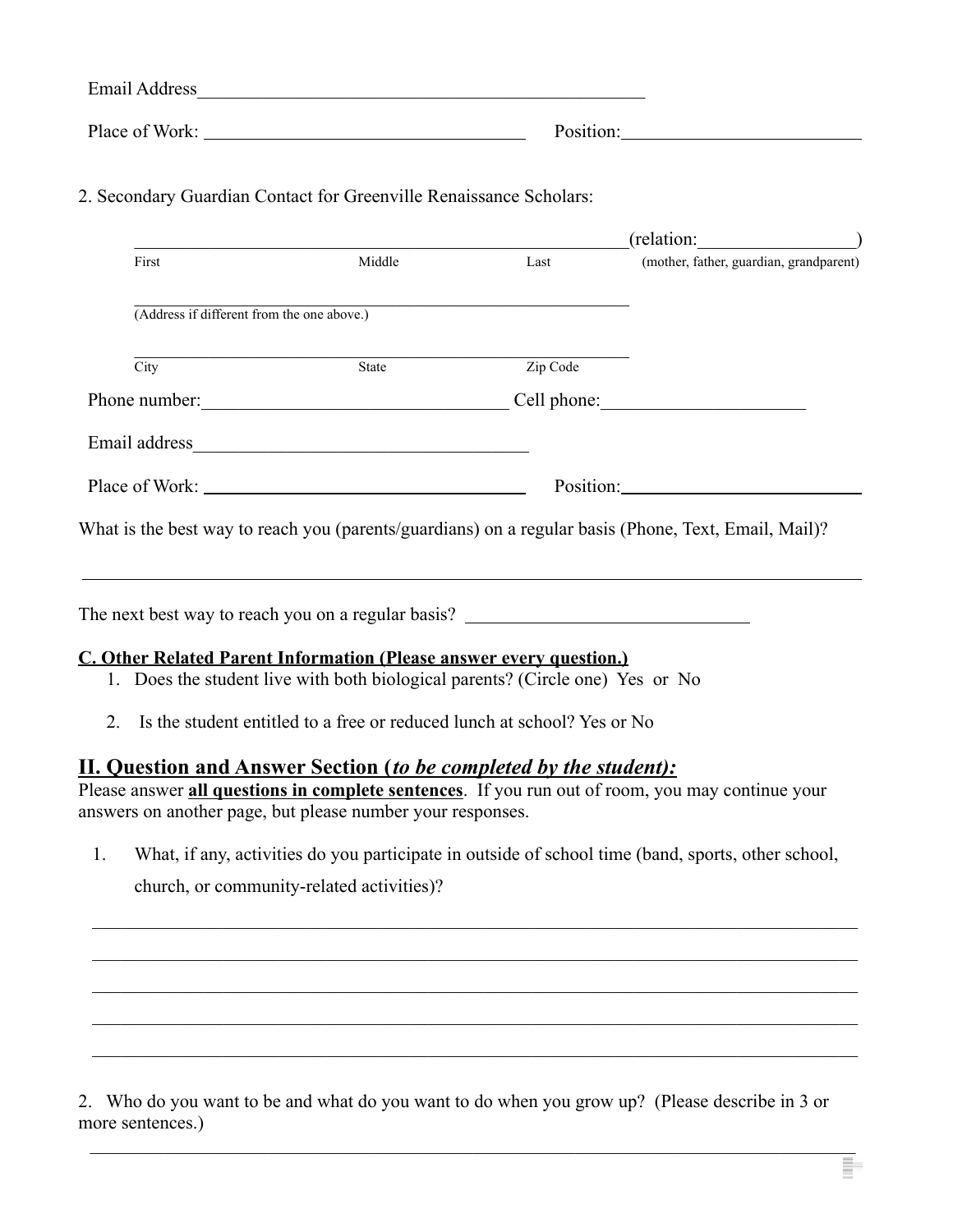Email Address____________________________________________________

Place of Work: ____________________________ Position:________________________

2. Secondary Guardian Contact for Greenville Renaissance Scholars:

______________________________________________________(relation:________________)
First Middle Last (mother, father, guardian, grandparent)

______________________________________________________
(Address if different from the one above.)

______________________________________________________
City State Zip Code

Phone number:________________________________ Cell phone:______________________

Email address____________________________________

Place of Work: ____________________________ Position:________________________

What is the best way to reach you (parents/guardians) on a regular basis (Phone, Text, Email, Mail)?

______________________________________________________________________________

The next best way to reach you on a regular basis? ______________________________

**C. Other Related Parent Information (Please answer every question.)**

1. Does the student live with both biological parents? (Circle one) Yes or No
2. Is the student entitled to a free or reduced lunch at school? Yes or No

## II. Question and Answer Section (*to be completed by the student*):

Please answer **all questions in complete sentences**. If you run out of room, you may continue your answers on another page, but please number your responses.

1. What, if any, activities do you participate in outside of school time (band, sports, other school, church, or community-related activities)?

______________________________________________________________________________
______________________________________________________________________________
______________________________________________________________________________
______________________________________________________________________________
______________________________________________________________________________

2. Who do you want to be and what do you want to do when you grow up? (Please describe in 3 or more sentences.)

______________________________________________________________________________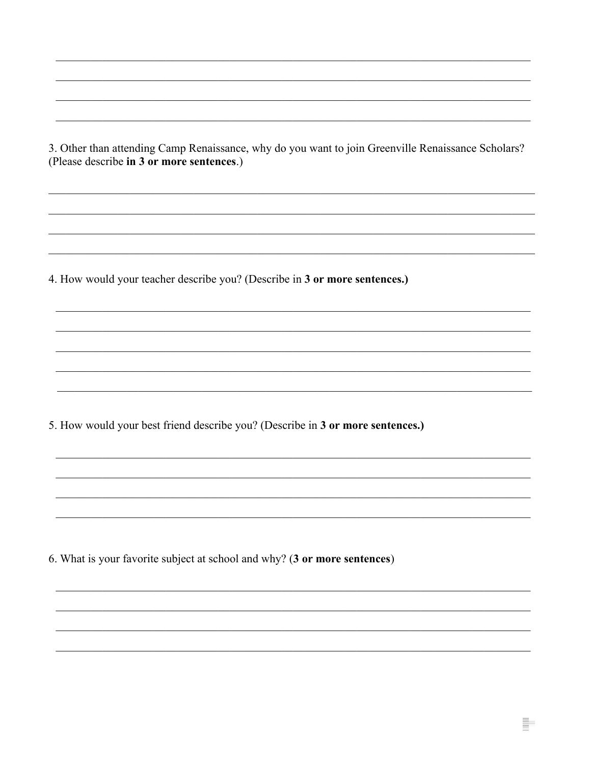\_\_\_\_\_\_\_\_\_\_\_\_\_\_\_\_\_\_\_\_\_\_\_\_\_\_\_\_\_\_\_\_\_\_\_\_\_\_\_\_\_\_\_\_\_\_\_\_\_\_\_\_\_\_\_\_\_\_\_\_\_\_\_\_\_\_\_\_\_\_\_\_\_\_\_\_\_\_

\_\_\_\_\_\_\_\_\_\_\_\_\_\_\_\_\_\_\_\_\_\_\_\_\_\_\_\_\_\_\_\_\_\_\_\_\_\_\_\_\_\_\_\_\_\_\_\_\_\_\_\_\_\_\_\_\_\_\_\_\_\_\_\_\_\_\_\_\_\_\_\_\_\_\_\_\_\_

\_\_\_\_\_\_\_\_\_\_\_\_\_\_\_\_\_\_\_\_\_\_\_\_\_\_\_\_\_\_\_\_\_\_\_\_\_\_\_\_\_\_\_\_\_\_\_\_\_\_\_\_\_\_\_\_\_\_\_\_\_\_\_\_\_\_\_\_\_\_\_\_\_\_\_\_\_\_

\_\_\_\_\_\_\_\_\_\_\_\_\_\_\_\_\_\_\_\_\_\_\_\_\_\_\_\_\_\_\_\_\_\_\_\_\_\_\_\_\_\_\_\_\_\_\_\_\_\_\_\_\_\_\_\_\_\_\_\_\_\_\_\_\_\_\_\_\_\_\_\_\_\_\_\_\_\_

3. Other than attending Camp Renaissance, why do you want to join Greenville Renaissance Scholars? (Please describe **in 3 or more sentences**.)

\_\_\_\_\_\_\_\_\_\_\_\_\_\_\_\_\_\_\_\_\_\_\_\_\_\_\_\_\_\_\_\_\_\_\_\_\_\_\_\_\_\_\_\_\_\_\_\_\_\_\_\_\_\_\_\_\_\_\_\_\_\_\_\_\_\_\_\_\_\_\_\_\_\_\_\_\_\_

\_\_\_\_\_\_\_\_\_\_\_\_\_\_\_\_\_\_\_\_\_\_\_\_\_\_\_\_\_\_\_\_\_\_\_\_\_\_\_\_\_\_\_\_\_\_\_\_\_\_\_\_\_\_\_\_\_\_\_\_\_\_\_\_\_\_\_\_\_\_\_\_\_\_\_\_\_\_

\_\_\_\_\_\_\_\_\_\_\_\_\_\_\_\_\_\_\_\_\_\_\_\_\_\_\_\_\_\_\_\_\_\_\_\_\_\_\_\_\_\_\_\_\_\_\_\_\_\_\_\_\_\_\_\_\_\_\_\_\_\_\_\_\_\_\_\_\_\_\_\_\_\_\_\_\_\_

\_\_\_\_\_\_\_\_\_\_\_\_\_\_\_\_\_\_\_\_\_\_\_\_\_\_\_\_\_\_\_\_\_\_\_\_\_\_\_\_\_\_\_\_\_\_\_\_\_\_\_\_\_\_\_\_\_\_\_\_\_\_\_\_\_\_\_\_\_\_\_\_\_\_\_\_\_\_

4. How would your teacher describe you? (Describe in **3 or more sentences.)**

\_\_\_\_\_\_\_\_\_\_\_\_\_\_\_\_\_\_\_\_\_\_\_\_\_\_\_\_\_\_\_\_\_\_\_\_\_\_\_\_\_\_\_\_\_\_\_\_\_\_\_\_\_\_\_\_\_\_\_\_\_\_\_\_\_\_\_\_\_\_\_\_\_\_\_\_\_\_

\_\_\_\_\_\_\_\_\_\_\_\_\_\_\_\_\_\_\_\_\_\_\_\_\_\_\_\_\_\_\_\_\_\_\_\_\_\_\_\_\_\_\_\_\_\_\_\_\_\_\_\_\_\_\_\_\_\_\_\_\_\_\_\_\_\_\_\_\_\_\_\_\_\_\_\_\_\_

\_\_\_\_\_\_\_\_\_\_\_\_\_\_\_\_\_\_\_\_\_\_\_\_\_\_\_\_\_\_\_\_\_\_\_\_\_\_\_\_\_\_\_\_\_\_\_\_\_\_\_\_\_\_\_\_\_\_\_\_\_\_\_\_\_\_\_\_\_\_\_\_\_\_\_\_\_\_

\_\_\_\_\_\_\_\_\_\_\_\_\_\_\_\_\_\_\_\_\_\_\_\_\_\_\_\_\_\_\_\_\_\_\_\_\_\_\_\_\_\_\_\_\_\_\_\_\_\_\_\_\_\_\_\_\_\_\_\_\_\_\_\_\_\_\_\_\_\_\_\_\_\_\_\_\_\_

\_\_\_\_\_\_\_\_\_\_\_\_\_\_\_\_\_\_\_\_\_\_\_\_\_\_\_\_\_\_\_\_\_\_\_\_\_\_\_\_\_\_\_\_\_\_\_\_\_\_\_\_\_\_\_\_\_\_\_\_\_\_\_\_\_\_\_\_\_\_\_\_\_\_\_\_\_\_

5. How would your best friend describe you? (Describe in **3 or more sentences.)**

\_\_\_\_\_\_\_\_\_\_\_\_\_\_\_\_\_\_\_\_\_\_\_\_\_\_\_\_\_\_\_\_\_\_\_\_\_\_\_\_\_\_\_\_\_\_\_\_\_\_\_\_\_\_\_\_\_\_\_\_\_\_\_\_\_\_\_\_\_\_\_\_\_\_\_\_\_\_

\_\_\_\_\_\_\_\_\_\_\_\_\_\_\_\_\_\_\_\_\_\_\_\_\_\_\_\_\_\_\_\_\_\_\_\_\_\_\_\_\_\_\_\_\_\_\_\_\_\_\_\_\_\_\_\_\_\_\_\_\_\_\_\_\_\_\_\_\_\_\_\_\_\_\_\_\_\_

\_\_\_\_\_\_\_\_\_\_\_\_\_\_\_\_\_\_\_\_\_\_\_\_\_\_\_\_\_\_\_\_\_\_\_\_\_\_\_\_\_\_\_\_\_\_\_\_\_\_\_\_\_\_\_\_\_\_\_\_\_\_\_\_\_\_\_\_\_\_\_\_\_\_\_\_\_\_

\_\_\_\_\_\_\_\_\_\_\_\_\_\_\_\_\_\_\_\_\_\_\_\_\_\_\_\_\_\_\_\_\_\_\_\_\_\_\_\_\_\_\_\_\_\_\_\_\_\_\_\_\_\_\_\_\_\_\_\_\_\_\_\_\_\_\_\_\_\_\_\_\_\_\_\_\_\_

6. What is your favorite subject at school and why? (**3 or more sentences**)

\_\_\_\_\_\_\_\_\_\_\_\_\_\_\_\_\_\_\_\_\_\_\_\_\_\_\_\_\_\_\_\_\_\_\_\_\_\_\_\_\_\_\_\_\_\_\_\_\_\_\_\_\_\_\_\_\_\_\_\_\_\_\_\_\_\_\_\_\_\_\_\_\_\_\_\_\_\_

\_\_\_\_\_\_\_\_\_\_\_\_\_\_\_\_\_\_\_\_\_\_\_\_\_\_\_\_\_\_\_\_\_\_\_\_\_\_\_\_\_\_\_\_\_\_\_\_\_\_\_\_\_\_\_\_\_\_\_\_\_\_\_\_\_\_\_\_\_\_\_\_\_\_\_\_\_\_

\_\_\_\_\_\_\_\_\_\_\_\_\_\_\_\_\_\_\_\_\_\_\_\_\_\_\_\_\_\_\_\_\_\_\_\_\_\_\_\_\_\_\_\_\_\_\_\_\_\_\_\_\_\_\_\_\_\_\_\_\_\_\_\_\_\_\_\_\_\_\_\_\_\_\_\_\_\_

\_\_\_\_\_\_\_\_\_\_\_\_\_\_\_\_\_\_\_\_\_\_\_\_\_\_\_\_\_\_\_\_\_\_\_\_\_\_\_\_\_\_\_\_\_\_\_\_\_\_\_\_\_\_\_\_\_\_\_\_\_\_\_\_\_\_\_\_\_\_\_\_\_\_\_\_\_\_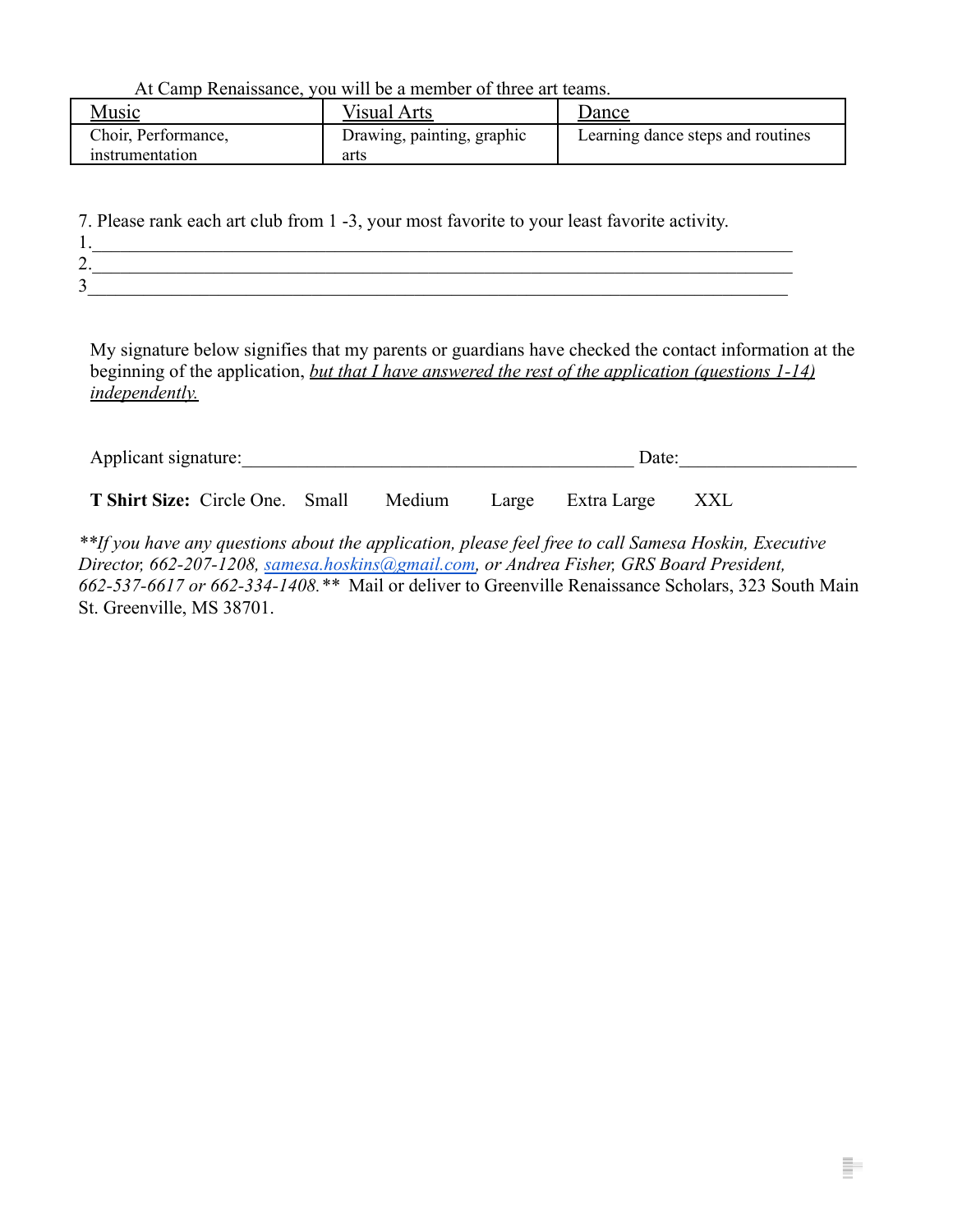At Camp Renaissance, you will be a member of three art teams.

| <u>Music</u> | <u>Visual Arts</u> | <u>Dance</u> |
|---|---|---|
| Choir, Performance, instrumentation | Drawing, painting, graphic arts | Learning dance steps and routines |

7. Please rank each art club from 1 -3, your most favorite to your least favorite activity.

1.\_\_\_\_\_\_\_\_\_\_\_\_\_\_\_\_\_\_\_\_\_\_\_\_\_\_\_\_\_\_\_\_\_\_\_\_\_\_\_\_\_\_\_\_\_\_\_\_\_\_\_\_\_\_\_\_\_\_\_\_\_\_\_\_\_\_\_\_\_\_

2.\_\_\_\_\_\_\_\_\_\_\_\_\_\_\_\_\_\_\_\_\_\_\_\_\_\_\_\_\_\_\_\_\_\_\_\_\_\_\_\_\_\_\_\_\_\_\_\_\_\_\_\_\_\_\_\_\_\_\_\_\_\_\_\_\_\_\_\_\_\_

3\_\_\_\_\_\_\_\_\_\_\_\_\_\_\_\_\_\_\_\_\_\_\_\_\_\_\_\_\_\_\_\_\_\_\_\_\_\_\_\_\_\_\_\_\_\_\_\_\_\_\_\_\_\_\_\_\_\_\_\_\_\_\_\_\_\_\_\_\_\_

My signature below signifies that my parents or guardians have checked the contact information at the beginning of the application, *<u>but that I have answered the rest of the application (questions 1-14) independently.</u>*

Applicant signature:\_\_\_\_\_\_\_\_\_\_\_\_\_\_\_\_\_\_\_\_\_\_\_\_\_\_\_\_\_\_\_\_\_\_\_\_\_\_\_\_\_\_\_\_ Date:\_\_\_\_\_\_\_\_\_\_\_\_\_\_\_\_\_\_\_

**T Shirt Size:** Circle One. Small Medium Large Extra Large XXL

*\*\*If you have any questions about the application, please feel free to call Samesa Hoskin, Executive Director, 662-207-1208, samesa.hoskins@gmail.com, or Andrea Fisher, GRS Board President, 662-537-6617 or 662-334-1408.\*\** Mail or deliver to Greenville Renaissance Scholars, 323 South Main St. Greenville, MS 38701.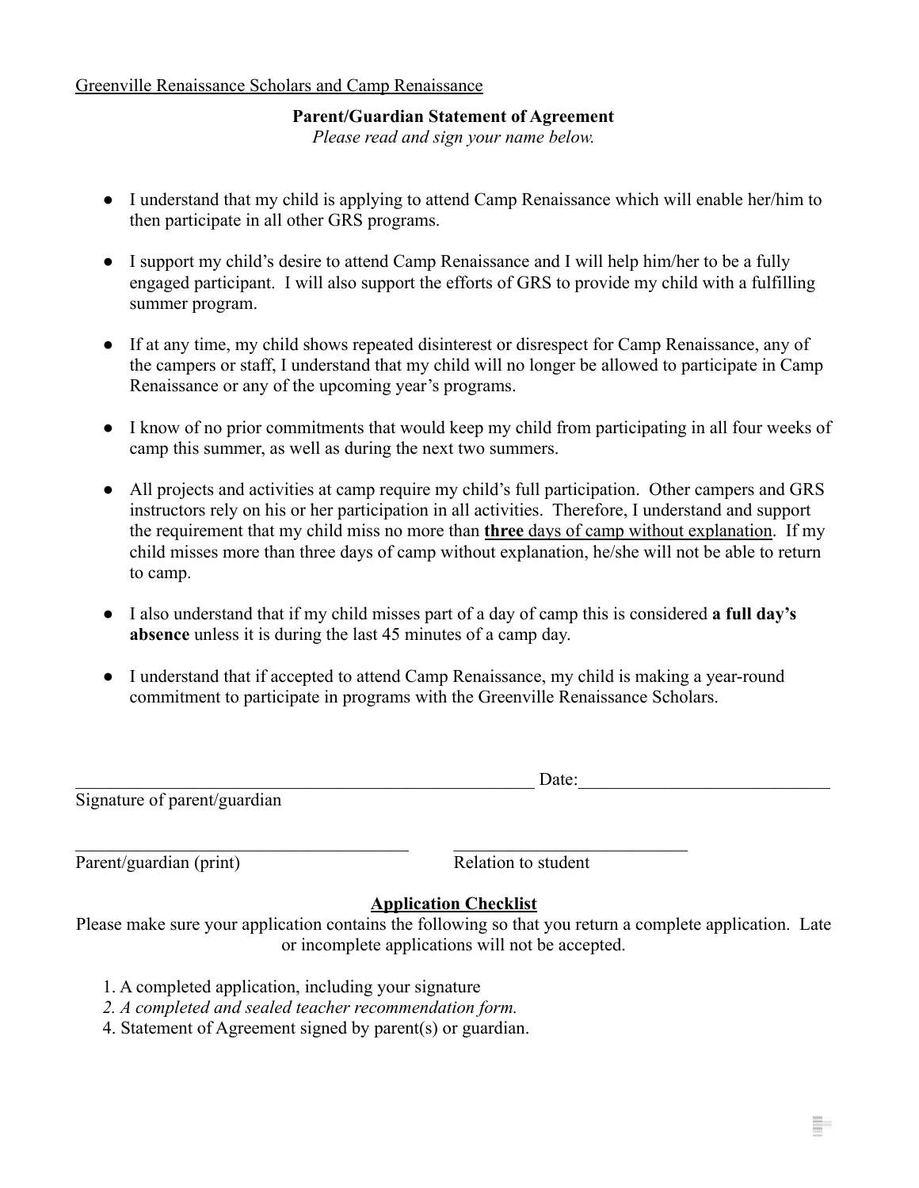<u>Greenville Renaissance Scholars and Camp Renaissance</u>

**Parent/Guardian Statement of Agreement**

*Please read and sign your name below.*

- I understand that my child is applying to attend Camp Renaissance which will enable her/him to then participate in all other GRS programs.
- I support my child's desire to attend Camp Renaissance and I will help him/her to be a fully engaged participant. I will also support the efforts of GRS to provide my child with a fulfilling summer program.
- If at any time, my child shows repeated disinterest or disrespect for Camp Renaissance, any of the campers or staff, I understand that my child will no longer be allowed to participate in Camp Renaissance or any of the upcoming year's programs.
- I know of no prior commitments that would keep my child from participating in all four weeks of camp this summer, as well as during the next two summers.
- All projects and activities at camp require my child's full participation. Other campers and GRS instructors rely on his or her participation in all activities. Therefore, I understand and support the requirement that my child miss no more than <u>**three** days of camp without explanation</u>. If my child misses more than three days of camp without explanation, he/she will not be able to return to camp.
- I also understand that if my child misses part of a day of camp this is considered **a full day's absence** unless it is during the last 45 minutes of a camp day.
- I understand that if accepted to attend Camp Renaissance, my child is making a year-round commitment to participate in programs with the Greenville Renaissance Scholars.

_____________________________________________________ Date:___________________________

Signature of parent/guardian

_______________________________________ ___________________________

Parent/guardian (print) Relation to student

**<u>Application Checklist</u>**

Please make sure your application contains the following so that you return a complete application. Late or incomplete applications will not be accepted.

1. A completed application, including your signature
2. *A completed and sealed teacher recommendation form.*
4. Statement of Agreement signed by parent(s) or guardian.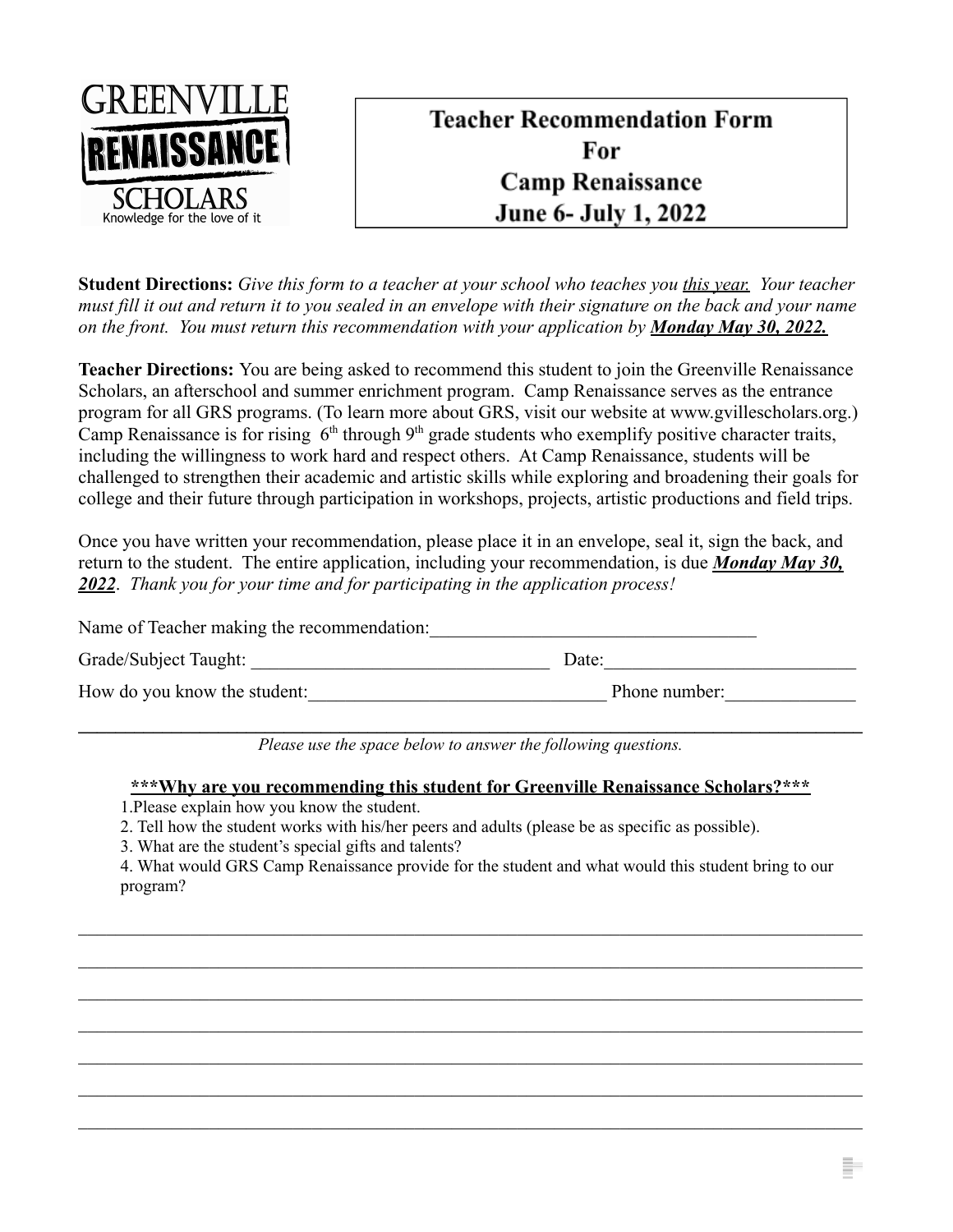GREENVILLE
RENAISSANCE
SCHOLARS
Knowledge for the love of it

# Teacher Recommendation Form For Camp Renaissance June 6- July 1, 2022

**Student Directions:** *Give this form to a teacher at your school who teaches you* *<u>this year.</u>* *Your teacher must fill it out and return it to you sealed in an envelope with their signature on the back and your name on the front. You must return this recommendation with your application by* ***<u>Monday May 30, 2022.</u>***

**Teacher Directions:** You are being asked to recommend this student to join the Greenville Renaissance Scholars, an afterschool and summer enrichment program. Camp Renaissance serves as the entrance program for all GRS programs. (To learn more about GRS, visit our website at www.gvillescholars.org.) Camp Renaissance is for rising 6th through 9th grade students who exemplify positive character traits, including the willingness to work hard and respect others. At Camp Renaissance, students will be challenged to strengthen their academic and artistic skills while exploring and broadening their goals for college and their future through participation in workshops, projects, artistic productions and field trips.

Once you have written your recommendation, please place it in an envelope, seal it, sign the back, and return to the student. The entire application, including your recommendation, is due ***<u>Monday May 30, 2022</u>***. *Thank you for your time and for participating in the application process!*

Name of Teacher making the recommendation:___________________________________

Grade/Subject Taught: ________________________________ Date:__________________________

How do you know the student:_______________________________ Phone number:______________

---

*Please use the space below to answer the following questions.*

**<u>\*\*\*Why are you recommending this student for Greenville Renaissance Scholars?\*\*\*</u>**

1. Please explain how you know the student.
2. Tell how the student works with his/her peers and adults (please be as specific as possible).
3. What are the student's special gifts and talents?
4. What would GRS Camp Renaissance provide for the student and what would this student bring to our program?

_____________________________________________________________________________________

_____________________________________________________________________________________

_____________________________________________________________________________________

_____________________________________________________________________________________

_____________________________________________________________________________________

_____________________________________________________________________________________

_____________________________________________________________________________________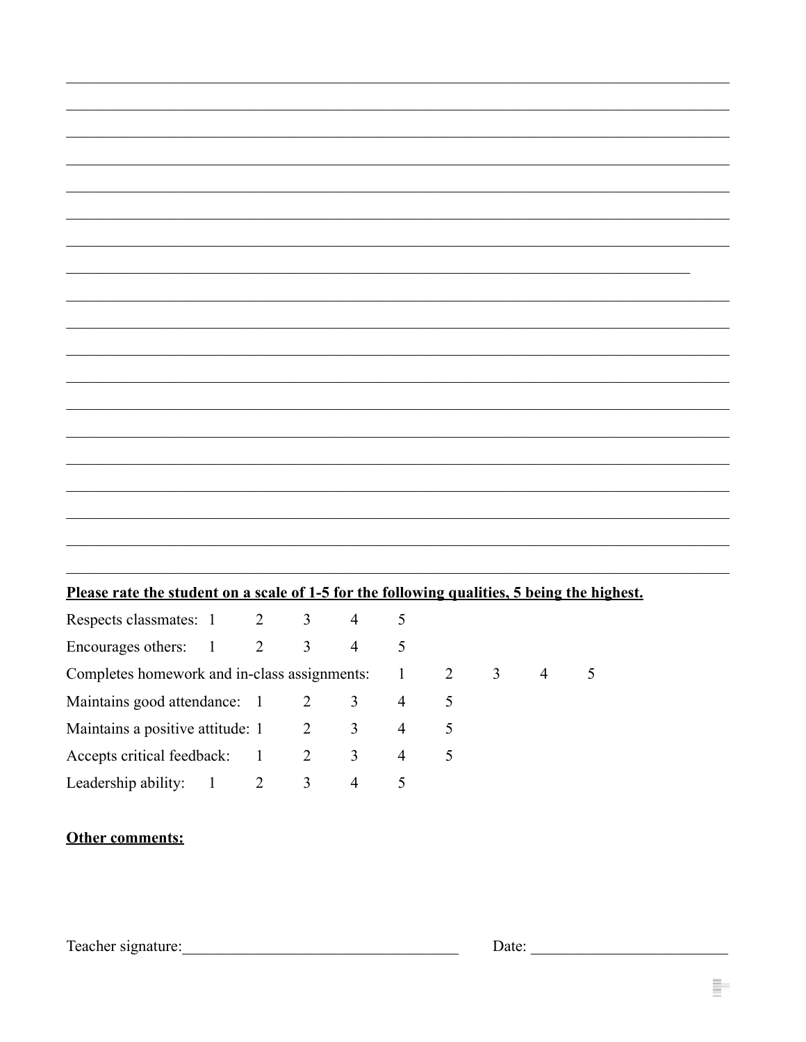______________________________________________________________________________

______________________________________________________________________________

______________________________________________________________________________

______________________________________________________________________________

______________________________________________________________________________

______________________________________________________________________________

______________________________________________________________________________

_________________________________________________________________________

______________________________________________________________________________

______________________________________________________________________________

______________________________________________________________________________

______________________________________________________________________________

______________________________________________________________________________

______________________________________________________________________________

______________________________________________________________________________

______________________________________________________________________________

______________________________________________________________________________

______________________________________________________________________________

______________________________________________________________________________

**Please rate the student on a scale of 1-5 for the following qualities, 5 being the highest.**

Respects classmates: 1 2 3 4 5

Encourages others: 1 2 3 4 5

Completes homework and in-class assignments: 1 2 3 4 5

Maintains good attendance: 1 2 3 4 5

Maintains a positive attitude: 1 2 3 4 5

Accepts critical feedback: 1 2 3 4 5

Leadership ability: 1 2 3 4 5

**Other comments:**

Teacher signature:______________________________ Date: ______________________